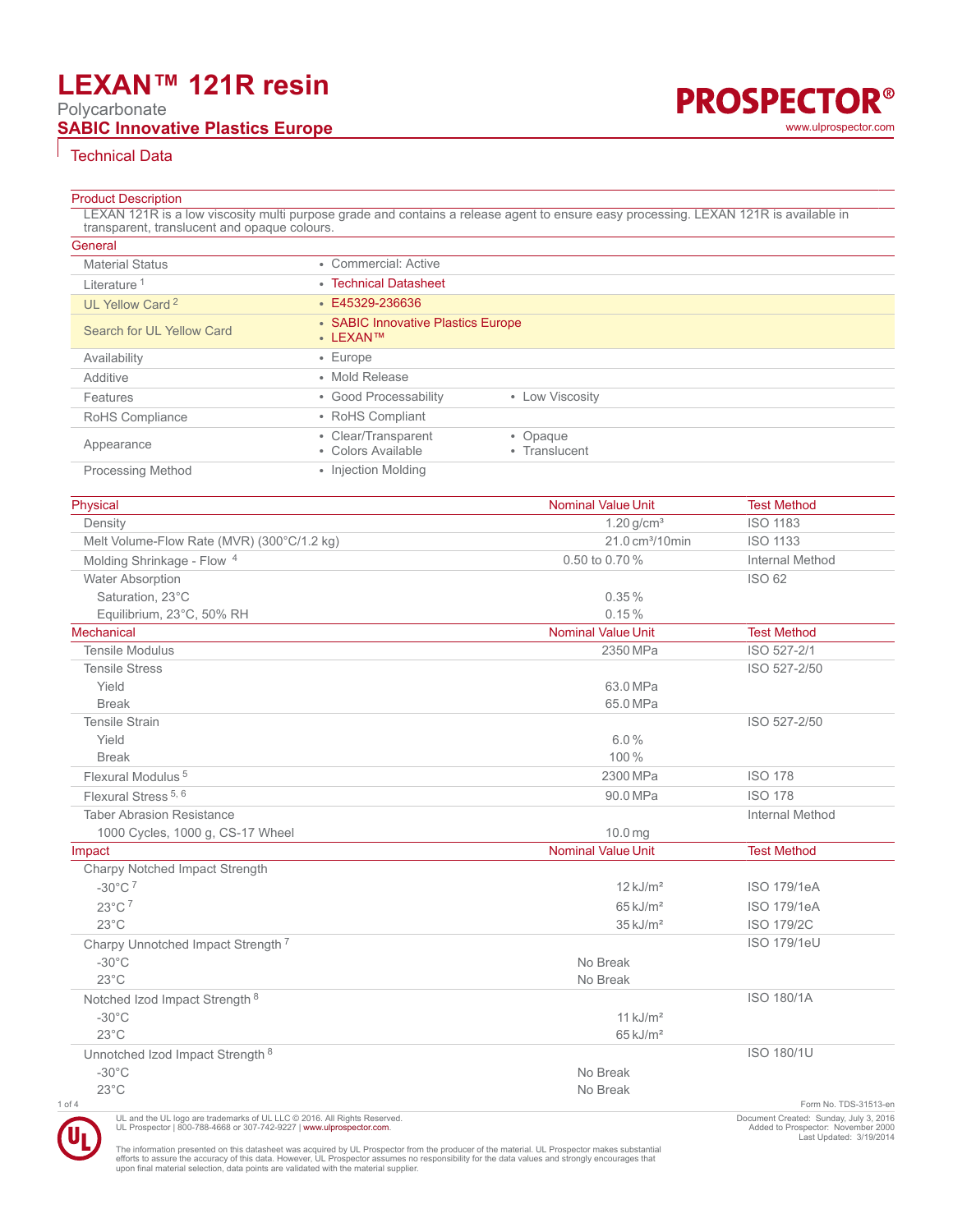# LEXAN™ 121R resin

Polycarbonate

**SABIC Innovative Plastics Europe**

## Technical Data

### Product Description

LEXAN 121R is a low viscosity multi purpose grade and contains a release agent to ensure easy processing. LEXAN 121R is available in transparent, translucent and opaque colours.

### General

| | | |
|---|---|---|
| Material Status | • Commercial: Active | |
| Literature [1] | • Technical Datasheet | |
| UL Yellow Card [2] | • E45329-236636 | |
| Search for UL Yellow Card | • SABIC Innovative Plastics Europe<br>• LEXAN™ | |
| Availability | • Europe | |
| Additive | • Mold Release | |
| Features | • Good Processability | • Low Viscosity |
| RoHS Compliance | • RoHS Compliant | |
| Appearance | • Clear/Transparent<br>• Colors Available | • Opaque<br>• Translucent |
| Processing Method | • Injection Molding | |

| Physical | Nominal Value Unit | Test Method |
|---|---|---|
| Density | 1.20 g/cm³ | ISO 1183 |
| Melt Volume-Flow Rate (MVR) (300°C/1.2 kg) | 21.0 cm³/10min | ISO 1133 |
| Molding Shrinkage - Flow [4] | 0.50 to 0.70 % | Internal Method |
| Water Absorption | | ISO 62 |
| Saturation, 23°C | 0.35 % | |
| Equilibrium, 23°C, 50% RH | 0.15 % | |

| Mechanical | Nominal Value Unit | Test Method |
|---|---|---|
| Tensile Modulus | 2350 MPa | ISO 527-2/1 |
| Tensile Stress | | ISO 527-2/50 |
| Yield | 63.0 MPa | |
| Break | 65.0 MPa | |
| Tensile Strain | | ISO 527-2/50 |
| Yield | 6.0 % | |
| Break | 100 % | |
| Flexural Modulus [5] | 2300 MPa | ISO 178 |
| Flexural Stress [5, 6] | 90.0 MPa | ISO 178 |
| Taber Abrasion Resistance | | Internal Method |
| 1000 Cycles, 1000 g, CS-17 Wheel | 10.0 mg | |

| Impact | Nominal Value Unit | Test Method |
|---|---|---|
| Charpy Notched Impact Strength | | |
| -30°C [7] | 12 kJ/m² | ISO 179/1eA |
| 23°C [7] | 65 kJ/m² | ISO 179/1eA |
| 23°C | 35 kJ/m² | ISO 179/2C |
| Charpy Unnotched Impact Strength [7] | | ISO 179/1eU |
| -30°C | No Break | |
| 23°C | No Break | |
| Notched Izod Impact Strength [8] | | ISO 180/1A |
| -30°C | 11 kJ/m² | |
| 23°C | 65 kJ/m² | |
| Unnotched Izod Impact Strength [8] | | ISO 180/1U |
| -30°C | No Break | |
| 23°C | No Break | |

Form No. TDS-31513-en

UL and the UL logo are trademarks of UL LLC © 2016. All Rights Reserved.
UL Prospector | 800-788-4668 or 307-742-9227 | www.ulprospector.com.

Document Created: Sunday, July 3, 2016
Added to Prospector: November 2000
Last Updated: 3/19/2014

The information presented on this datasheet was acquired by UL Prospector from the producer of the material. UL Prospector makes substantial efforts to assure the accuracy of this data. However, UL Prospector assumes no responsibility for the data values and strongly encourages that upon final material selection, data points are validated with the material supplier.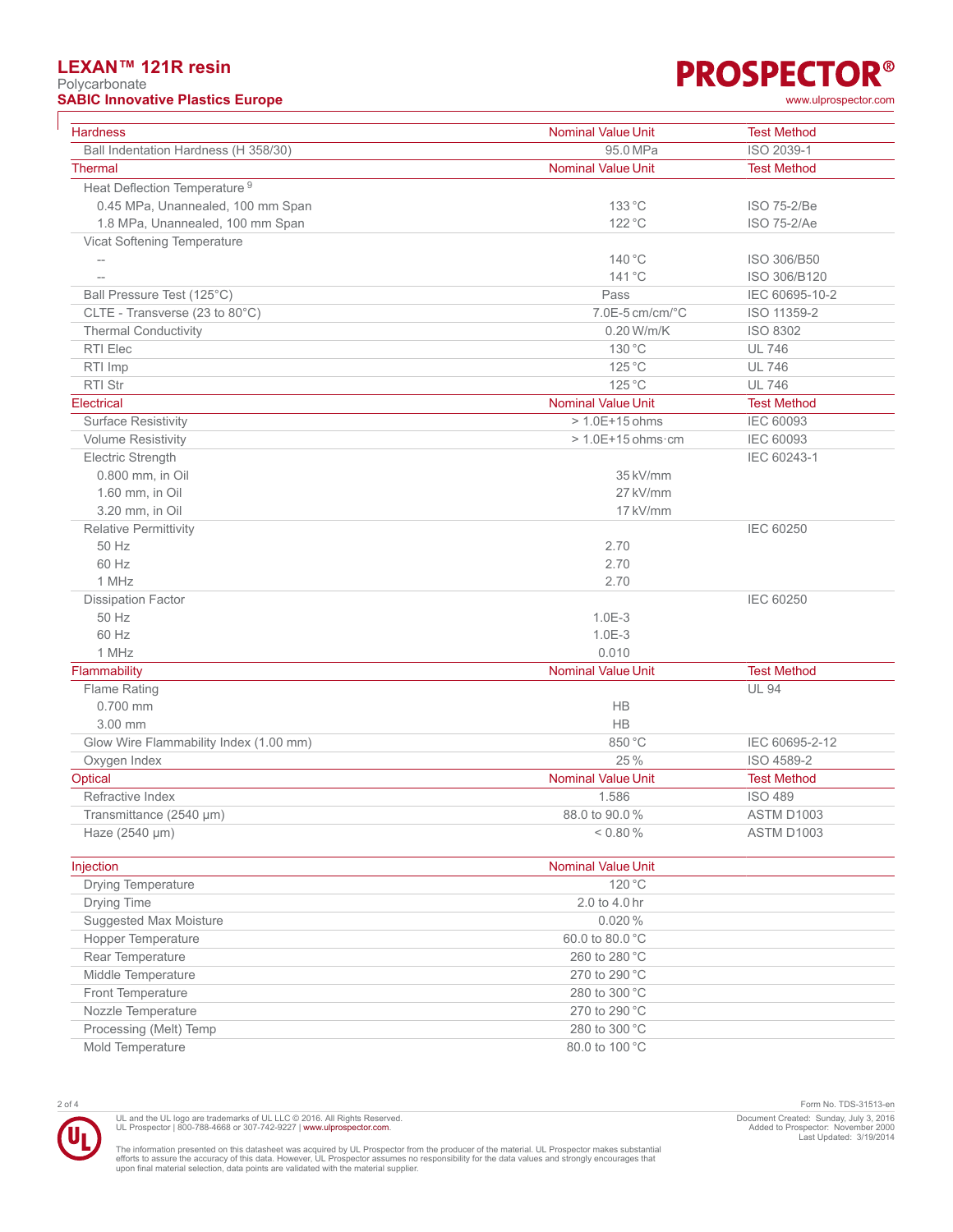| Hardness | Nominal Value Unit | Test Method |
| --- | --- | --- |
| Ball Indentation Hardness (H 358/30) | 95.0 MPa | ISO 2039-1 |

| Thermal | Nominal Value Unit | Test Method |
| --- | --- | --- |
| Heat Deflection Temperature [9] | | |
| 0.45 MPa, Unannealed, 100 mm Span | 133 °C | ISO 75-2/Be |
| 1.8 MPa, Unannealed, 100 mm Span | 122 °C | ISO 75-2/Ae |
| Vicat Softening Temperature | | |
| -- | 140 °C | ISO 306/B50 |
| -- | 141 °C | ISO 306/B120 |
| Ball Pressure Test (125°C) | Pass | IEC 60695-10-2 |
| CLTE - Transverse (23 to 80°C) | 7.0E-5 cm/cm/°C | ISO 11359-2 |
| Thermal Conductivity | 0.20 W/m/K | ISO 8302 |
| RTI Elec | 130 °C | UL 746 |
| RTI Imp | 125 °C | UL 746 |
| RTI Str | 125 °C | UL 746 |

| Electrical | Nominal Value Unit | Test Method |
| --- | --- | --- |
| Surface Resistivity | > 1.0E+15 ohms | IEC 60093 |
| Volume Resistivity | > 1.0E+15 ohms·cm | IEC 60093 |
| Electric Strength | | IEC 60243-1 |
| 0.800 mm, in Oil | 35 kV/mm | |
| 1.60 mm, in Oil | 27 kV/mm | |
| 3.20 mm, in Oil | 17 kV/mm | |
| Relative Permittivity | | IEC 60250 |
| 50 Hz | 2.70 | |
| 60 Hz | 2.70 | |
| 1 MHz | 2.70 | |
| Dissipation Factor | | IEC 60250 |
| 50 Hz | 1.0E-3 | |
| 60 Hz | 1.0E-3 | |
| 1 MHz | 0.010 | |

| Flammability | Nominal Value Unit | Test Method |
| --- | --- | --- |
| Flame Rating | | UL 94 |
| 0.700 mm | HB | |
| 3.00 mm | HB | |
| Glow Wire Flammability Index (1.00 mm) | 850 °C | IEC 60695-2-12 |
| Oxygen Index | 25 % | ISO 4589-2 |

| Optical | Nominal Value Unit | Test Method |
| --- | --- | --- |
| Refractive Index | 1.586 | ISO 489 |
| Transmittance (2540 µm) | 88.0 to 90.0 % | ASTM D1003 |
| Haze (2540 µm) | < 0.80 % | ASTM D1003 |

| Injection | Nominal Value Unit |
| --- | --- |
| Drying Temperature | 120 °C |
| Drying Time | 2.0 to 4.0 hr |
| Suggested Max Moisture | 0.020 % |
| Hopper Temperature | 60.0 to 80.0 °C |
| Rear Temperature | 260 to 280 °C |
| Middle Temperature | 270 to 290 °C |
| Front Temperature | 280 to 300 °C |
| Nozzle Temperature | 270 to 290 °C |
| Processing (Melt) Temp | 280 to 300 °C |
| Mold Temperature | 80.0 to 100 °C |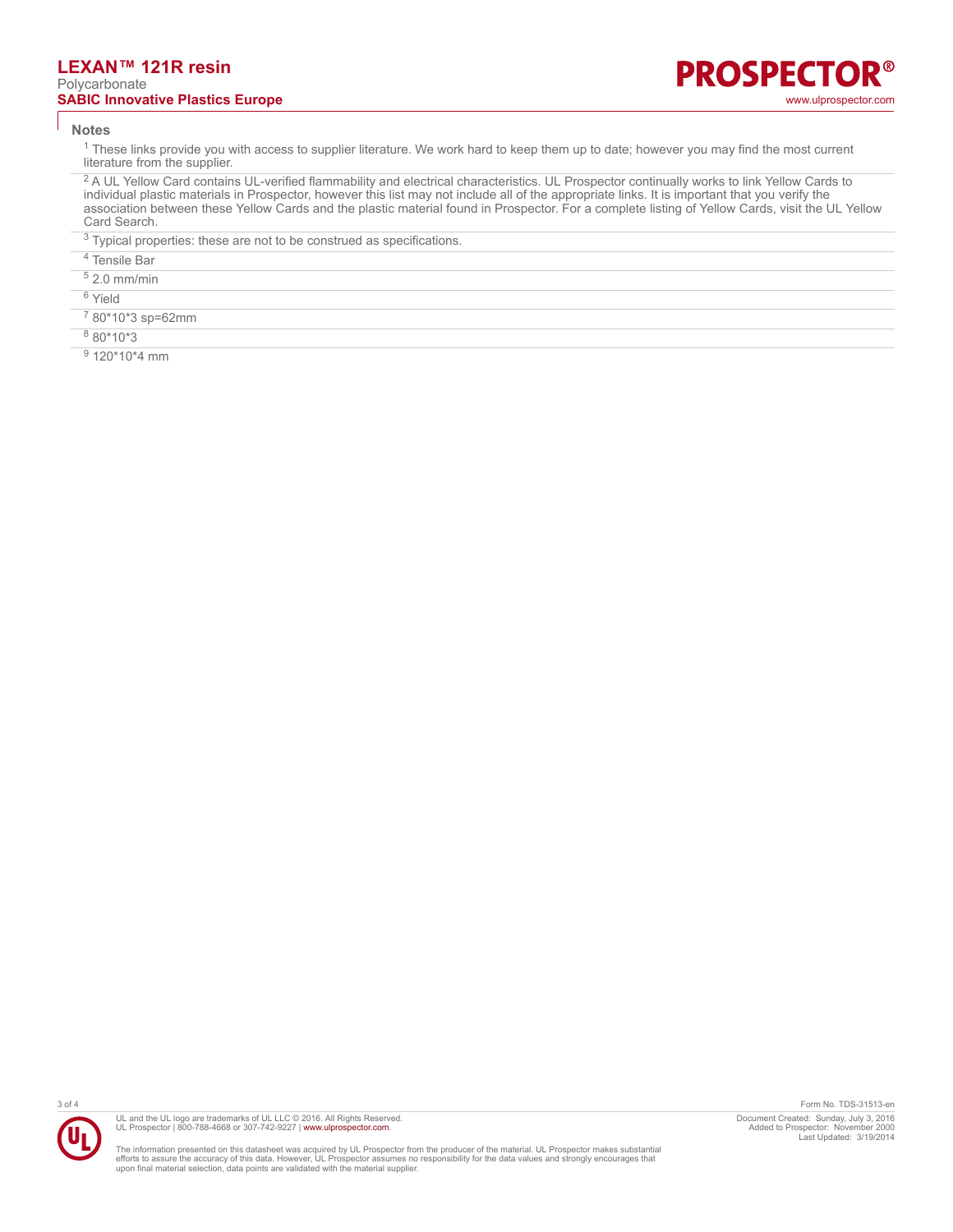## Notes

[1] These links provide you with access to supplier literature. We work hard to keep them up to date; however you may find the most current literature from the supplier.

[2] A UL Yellow Card contains UL-verified flammability and electrical characteristics. UL Prospector continually works to link Yellow Cards to individual plastic materials in Prospector, however this list may not include all of the appropriate links. It is important that you verify the association between these Yellow Cards and the plastic material found in Prospector. For a complete listing of Yellow Cards, visit the UL Yellow Card Search.

[3] Typical properties: these are not to be construed as specifications.

[4] Tensile Bar

[5] 2.0 mm/min

[6] Yield

[7] 80*10*3 sp=62mm

[8] 80*10*3

[9] 120*10*4 mm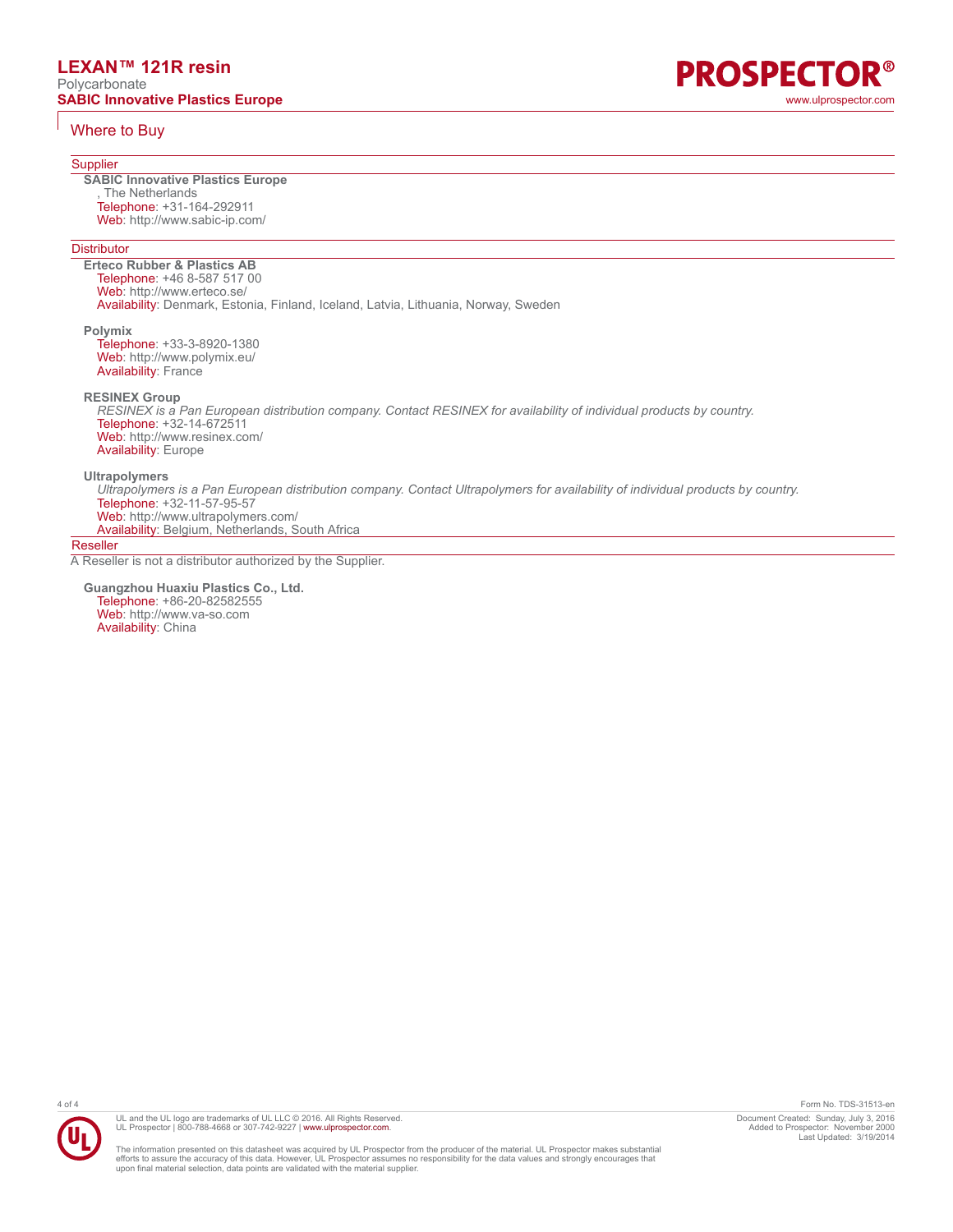## Where to Buy

### Supplier

**SABIC Innovative Plastics Europe**
, The Netherlands
Telephone: +31-164-292911
Web: http://www.sabic-ip.com/

### Distributor

**Erteco Rubber & Plastics AB**
Telephone: +46 8-587 517 00
Web: http://www.erteco.se/
Availability: Denmark, Estonia, Finland, Iceland, Latvia, Lithuania, Norway, Sweden

**Polymix**
Telephone: +33-3-8920-1380
Web: http://www.polymix.eu/
Availability: France

**RESINEX Group**
*RESINEX is a Pan European distribution company. Contact RESINEX for availability of individual products by country.*
Telephone: +32-14-672511
Web: http://www.resinex.com/
Availability: Europe

**Ultrapolymers**
*Ultrapolymers is a Pan European distribution company. Contact Ultrapolymers for availability of individual products by country.*
Telephone: +32-11-57-95-57
Web: http://www.ultrapolymers.com/
Availability: Belgium, Netherlands, South Africa

### Reseller

A Reseller is not a distributor authorized by the Supplier.

**Guangzhou Huaxiu Plastics Co., Ltd.**
Telephone: +86-20-82582555
Web: http://www.va-so.com
Availability: China

Form No. TDS-31513-en

UL and the UL logo are trademarks of UL LLC © 2016. All Rights Reserved.
UL Prospector | 800-788-4668 or 307-742-9227 | www.ulprospector.com.

Document Created: Sunday, July 3, 2016
Added to Prospector: November 2000
Last Updated: 3/19/2014

The information presented on this datasheet was acquired by UL Prospector from the producer of the material. UL Prospector makes substantial efforts to assure the accuracy of this data. However, UL Prospector assumes no responsibility for the data values and strongly encourages that upon final material selection, data points are validated with the material supplier.